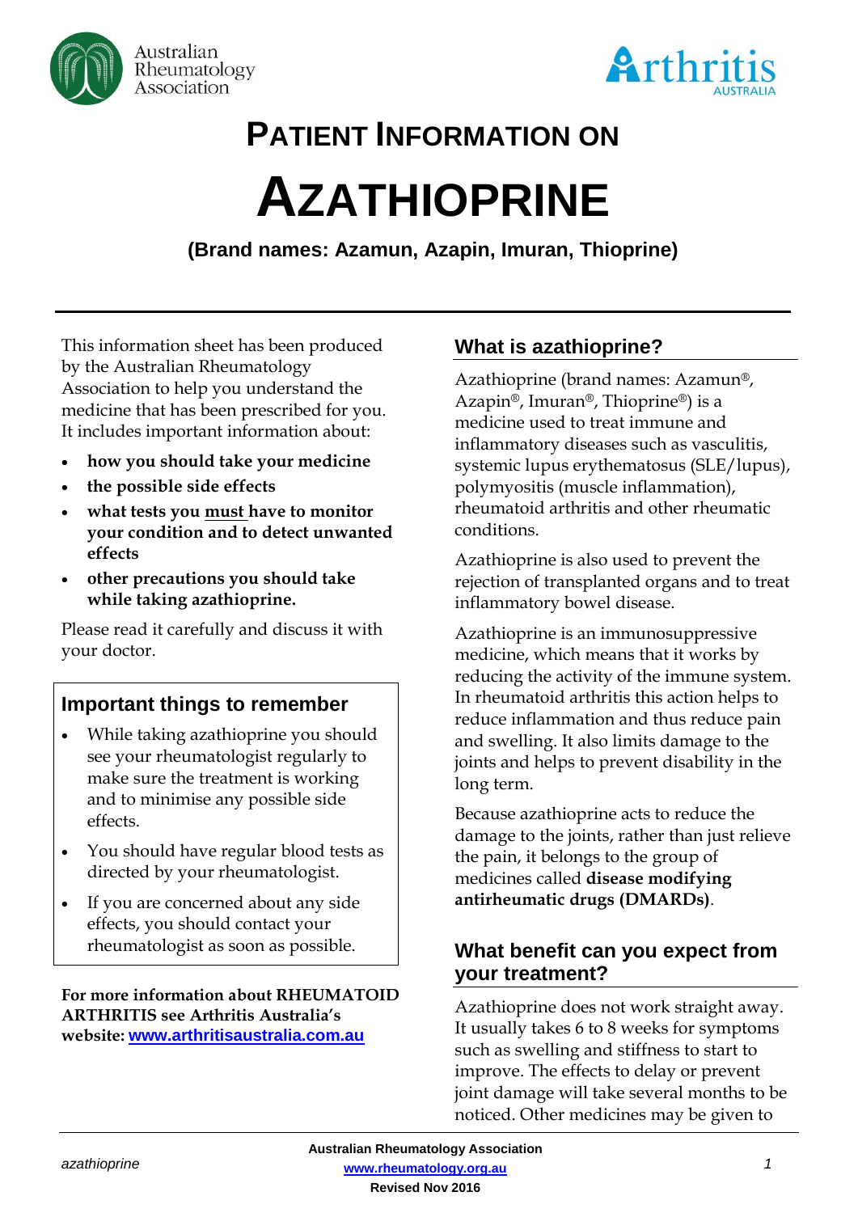Australian Rheumatology Association

Arthritis AUSTRALIA

# PATIENT INFORMATION ON

# AZATHIOPRINE

**(Brand names: Azamun, Azapin, Imuran, Thioprine)**

This information sheet has been produced by the Australian Rheumatology Association to help you understand the medicine that has been prescribed for you. It includes important information about:

- **how you should take your medicine**
- **the possible side effects**
- **what tests you must have to monitor your condition and to detect unwanted effects**
- **other precautions you should take while taking azathioprine.**

Please read it carefully and discuss it with your doctor.

## Important things to remember

- While taking azathioprine you should see your rheumatologist regularly to make sure the treatment is working and to minimise any possible side effects.
- You should have regular blood tests as directed by your rheumatologist.
- If you are concerned about any side effects, you should contact your rheumatologist as soon as possible.

**For more information about RHEUMATOID ARTHRITIS see Arthritis Australia's website: [www.arthritisaustralia.com.au](http://www.arthritisaustralia.com.au)**

## What is azathioprine?

Azathioprine (brand names: Azamun®, Azapin®, Imuran®, Thioprine®) is a medicine used to treat immune and inflammatory diseases such as vasculitis, systemic lupus erythematosus (SLE/lupus), polymyositis (muscle inflammation), rheumatoid arthritis and other rheumatic conditions.

Azathioprine is also used to prevent the rejection of transplanted organs and to treat inflammatory bowel disease.

Azathioprine is an immunosuppressive medicine, which means that it works by reducing the activity of the immune system. In rheumatoid arthritis this action helps to reduce inflammation and thus reduce pain and swelling. It also limits damage to the joints and helps to prevent disability in the long term.

Because azathioprine acts to reduce the damage to the joints, rather than just relieve the pain, it belongs to the group of medicines called **disease modifying antirheumatic drugs (DMARDs)**.

## What benefit can you expect from your treatment?

Azathioprine does not work straight away. It usually takes 6 to 8 weeks for symptoms such as swelling and stiffness to start to improve. The effects to delay or prevent joint damage will take several months to be noticed. Other medicines may be given to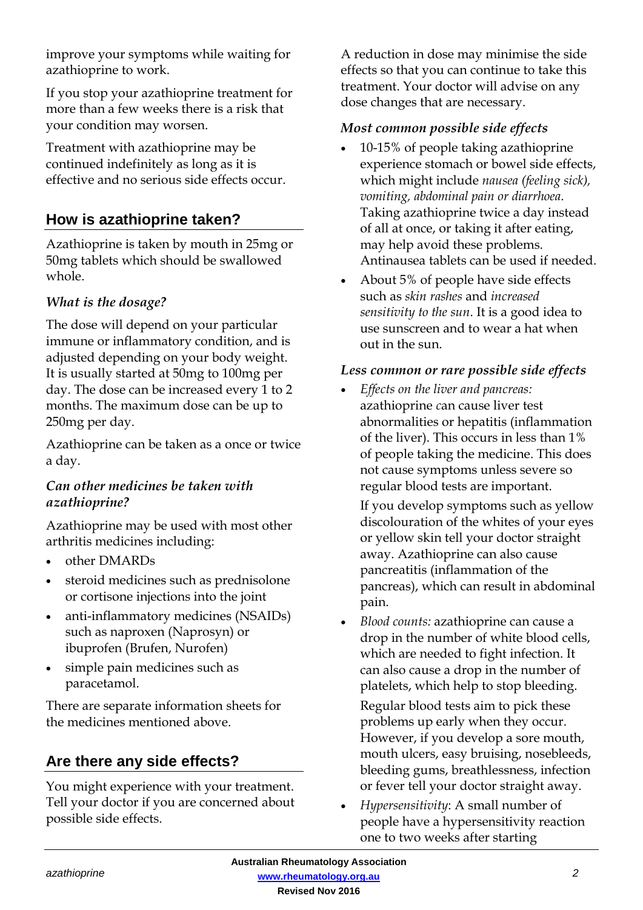improve your symptoms while waiting for azathioprine to work.

If you stop your azathioprine treatment for more than a few weeks there is a risk that your condition may worsen.

Treatment with azathioprine may be continued indefinitely as long as it is effective and no serious side effects occur.

## How is azathioprine taken?

Azathioprine is taken by mouth in 25mg or 50mg tablets which should be swallowed whole.

### *What is the dosage?*

The dose will depend on your particular immune or inflammatory condition, and is adjusted depending on your body weight. It is usually started at 50mg to 100mg per day. The dose can be increased every 1 to 2 months. The maximum dose can be up to 250mg per day.

Azathioprine can be taken as a once or twice a day.

### *Can other medicines be taken with azathioprine?*

Azathioprine may be used with most other arthritis medicines including:

- other DMARDs
- steroid medicines such as prednisolone or cortisone injections into the joint
- anti-inflammatory medicines (NSAIDs) such as naproxen (Naprosyn) or ibuprofen (Brufen, Nurofen)
- simple pain medicines such as paracetamol.

There are separate information sheets for the medicines mentioned above.

## Are there any side effects?

You might experience with your treatment. Tell your doctor if you are concerned about possible side effects.

A reduction in dose may minimise the side effects so that you can continue to take this treatment. Your doctor will advise on any dose changes that are necessary.

### *Most common possible side effects*

- 10-15% of people taking azathioprine experience stomach or bowel side effects, which might include *nausea (feeling sick), vomiting, abdominal pain or diarrhoea*. Taking azathioprine twice a day instead of all at once, or taking it after eating, may help avoid these problems. Antinausea tablets can be used if needed.
- About 5% of people have side effects such as *skin rashes* and *increased sensitivity to the sun*. It is a good idea to use sunscreen and to wear a hat when out in the sun.

### *Less common or rare possible side effects*

- *Effects on the liver and pancreas:* azathioprine can cause liver test abnormalities or hepatitis (inflammation of the liver). This occurs in less than 1% of people taking the medicine. This does not cause symptoms unless severe so regular blood tests are important.

  If you develop symptoms such as yellow discolouration of the whites of your eyes or yellow skin tell your doctor straight away. Azathioprine can also cause pancreatitis (inflammation of the pancreas), which can result in abdominal pain.
- *Blood counts:* azathioprine can cause a drop in the number of white blood cells, which are needed to fight infection. It can also cause a drop in the number of platelets, which help to stop bleeding.

  Regular blood tests aim to pick these problems up early when they occur. However, if you develop a sore mouth, mouth ulcers, easy bruising, nosebleeds, bleeding gums, breathlessness, infection or fever tell your doctor straight away.
- *Hypersensitivity*: A small number of people have a hypersensitivity reaction one to two weeks after starting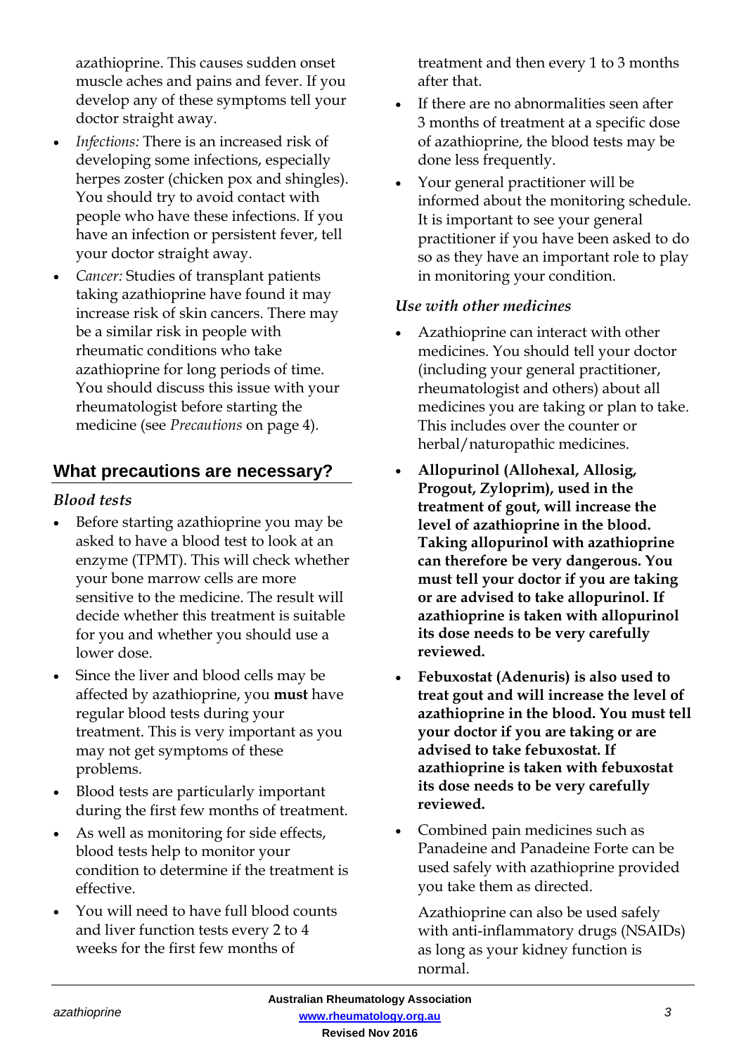azathioprine. This causes sudden onset muscle aches and pains and fever. If you develop any of these symptoms tell your doctor straight away.

- *Infections:* There is an increased risk of developing some infections, especially herpes zoster (chicken pox and shingles). You should try to avoid contact with people who have these infections. If you have an infection or persistent fever, tell your doctor straight away.
- *Cancer:* Studies of transplant patients taking azathioprine have found it may increase risk of skin cancers. There may be a similar risk in people with rheumatic conditions who take azathioprine for long periods of time. You should discuss this issue with your rheumatologist before starting the medicine (see *Precautions* on page 4).

## What precautions are necessary?

### *Blood tests*

- Before starting azathioprine you may be asked to have a blood test to look at an enzyme (TPMT). This will check whether your bone marrow cells are more sensitive to the medicine. The result will decide whether this treatment is suitable for you and whether you should use a lower dose.
- Since the liver and blood cells may be affected by azathioprine, you **must** have regular blood tests during your treatment. This is very important as you may not get symptoms of these problems.
- Blood tests are particularly important during the first few months of treatment.
- As well as monitoring for side effects, blood tests help to monitor your condition to determine if the treatment is effective.
- You will need to have full blood counts and liver function tests every 2 to 4 weeks for the first few months of treatment and then every 1 to 3 months after that.
- If there are no abnormalities seen after 3 months of treatment at a specific dose of azathioprine, the blood tests may be done less frequently.
- Your general practitioner will be informed about the monitoring schedule. It is important to see your general practitioner if you have been asked to do so as they have an important role to play in monitoring your condition.

### *Use with other medicines*

- Azathioprine can interact with other medicines. You should tell your doctor (including your general practitioner, rheumatologist and others) about all medicines you are taking or plan to take. This includes over the counter or herbal/naturopathic medicines.
- **Allopurinol (Allohexal, Allosig, Progout, Zyloprim), used in the treatment of gout, will increase the level of azathioprine in the blood. Taking allopurinol with azathioprine can therefore be very dangerous. You must tell your doctor if you are taking or are advised to take allopurinol. If azathioprine is taken with allopurinol its dose needs to be very carefully reviewed.**
- **Febuxostat (Adenuris) is also used to treat gout and will increase the level of azathioprine in the blood. You must tell your doctor if you are taking or are advised to take febuxostat. If azathioprine is taken with febuxostat its dose needs to be very carefully reviewed.**
- Combined pain medicines such as Panadeine and Panadeine Forte can be used safely with azathioprine provided you take them as directed.

  Azathioprine can also be used safely with anti-inflammatory drugs (NSAIDs) as long as your kidney function is normal.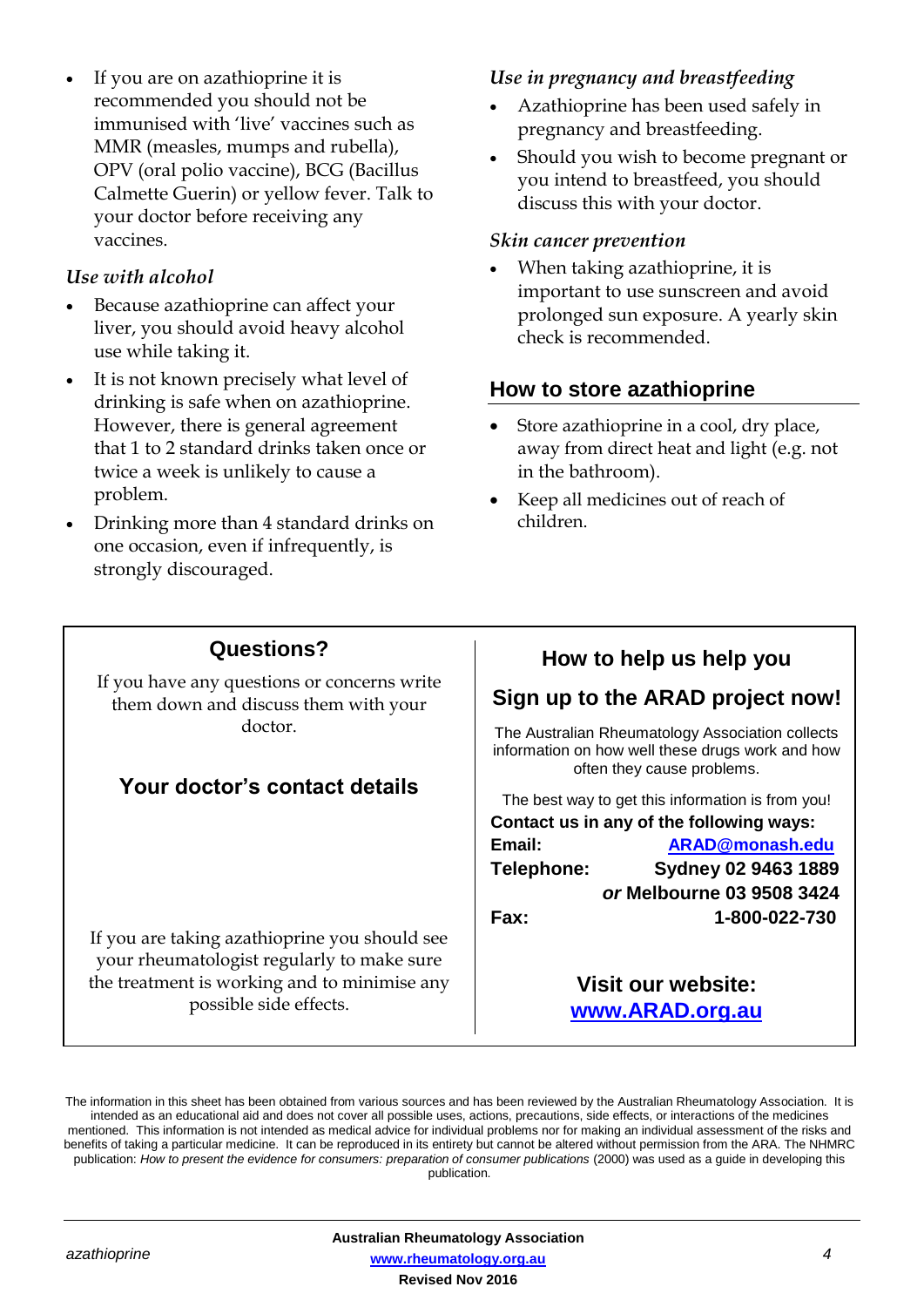- If you are on azathioprine it is recommended you should not be immunised with 'live' vaccines such as MMR (measles, mumps and rubella), OPV (oral polio vaccine), BCG (Bacillus Calmette Guerin) or yellow fever. Talk to your doctor before receiving any vaccines.

### *Use with alcohol*

- Because azathioprine can affect your liver, you should avoid heavy alcohol use while taking it.
- It is not known precisely what level of drinking is safe when on azathioprine. However, there is general agreement that 1 to 2 standard drinks taken once or twice a week is unlikely to cause a problem.
- Drinking more than 4 standard drinks on one occasion, even if infrequently, is strongly discouraged.

### *Use in pregnancy and breastfeeding*

- Azathioprine has been used safely in pregnancy and breastfeeding.
- Should you wish to become pregnant or you intend to breastfeed, you should discuss this with your doctor.

### *Skin cancer prevention*

- When taking azathioprine, it is important to use sunscreen and avoid prolonged sun exposure. A yearly skin check is recommended.

## How to store azathioprine

- Store azathioprine in a cool, dry place, away from direct heat and light (e.g. not in the bathroom).
- Keep all medicines out of reach of children.

## Questions?

If you have any questions or concerns write them down and discuss them with your doctor.

## Your doctor's contact details

If you are taking azathioprine you should see your rheumatologist regularly to make sure the treatment is working and to minimise any possible side effects.

## How to help us help you

## Sign up to the ARAD project now!

The Australian Rheumatology Association collects information on how well these drugs work and how often they cause problems.

The best way to get this information is from you!

**Contact us in any of the following ways:**

**Email:** **ARAD@monash.edu**

**Telephone:** **Sydney 02 9463 1889**
***or* Melbourne 03 9508 3424**

**Fax:** **1-800-022-730**

**Visit our website:**
**www.ARAD.org.au**

The information in this sheet has been obtained from various sources and has been reviewed by the Australian Rheumatology Association. It is intended as an educational aid and does not cover all possible uses, actions, precautions, side effects, or interactions of the medicines mentioned. This information is not intended as medical advice for individual problems nor for making an individual assessment of the risks and benefits of taking a particular medicine. It can be reproduced in its entirety but cannot be altered without permission from the ARA. The NHMRC publication: *How to present the evidence for consumers: preparation of consumer publications* (2000) was used as a guide in developing this publication.

**Australian Rheumatology Association**
**www.rheumatology.org.au**
**Revised Nov 2016**